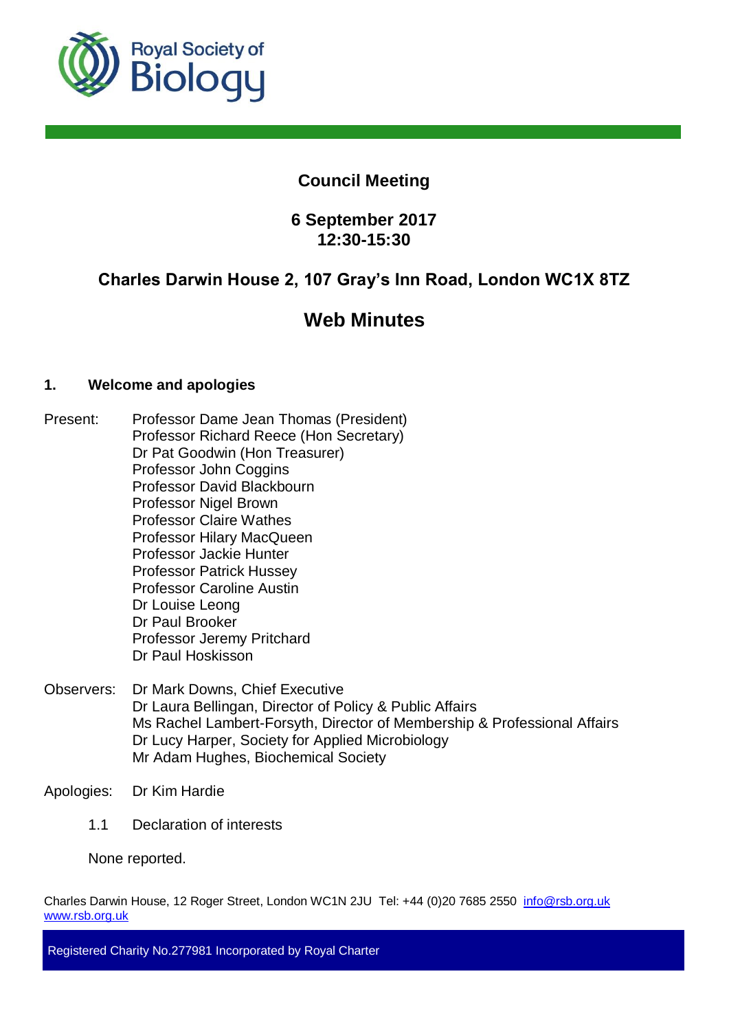# Council Meeting

## 6 September 2017
## 12:30-15:30

## Charles Darwin House 2, 107 Gray's Inn Road, London WC1X 8TZ

# Web Minutes

### 1. Welcome and apologies

Present:
Professor Dame Jean Thomas (President)
Professor Richard Reece (Hon Secretary)
Dr Pat Goodwin (Hon Treasurer)
Professor John Coggins
Professor David Blackbourn
Professor Nigel Brown
Professor Claire Wathes
Professor Hilary MacQueen
Professor Jackie Hunter
Professor Patrick Hussey
Professor Caroline Austin
Dr Louise Leong
Dr Paul Brooker
Professor Jeremy Pritchard
Dr Paul Hoskisson

Observers:
Dr Mark Downs, Chief Executive
Dr Laura Bellingan, Director of Policy & Public Affairs
Ms Rachel Lambert-Forsyth, Director of Membership & Professional Affairs
Dr Lucy Harper, Society for Applied Microbiology
Mr Adam Hughes, Biochemical Society

Apologies: Dr Kim Hardie

1.1 Declaration of interests

None reported.

Charles Darwin House, 12 Roger Street, London WC1N 2JU Tel: +44 (0)20 7685 2550 info@rsb.org.uk www.rsb.org.uk

Registered Charity No.277981 Incorporated by Royal Charter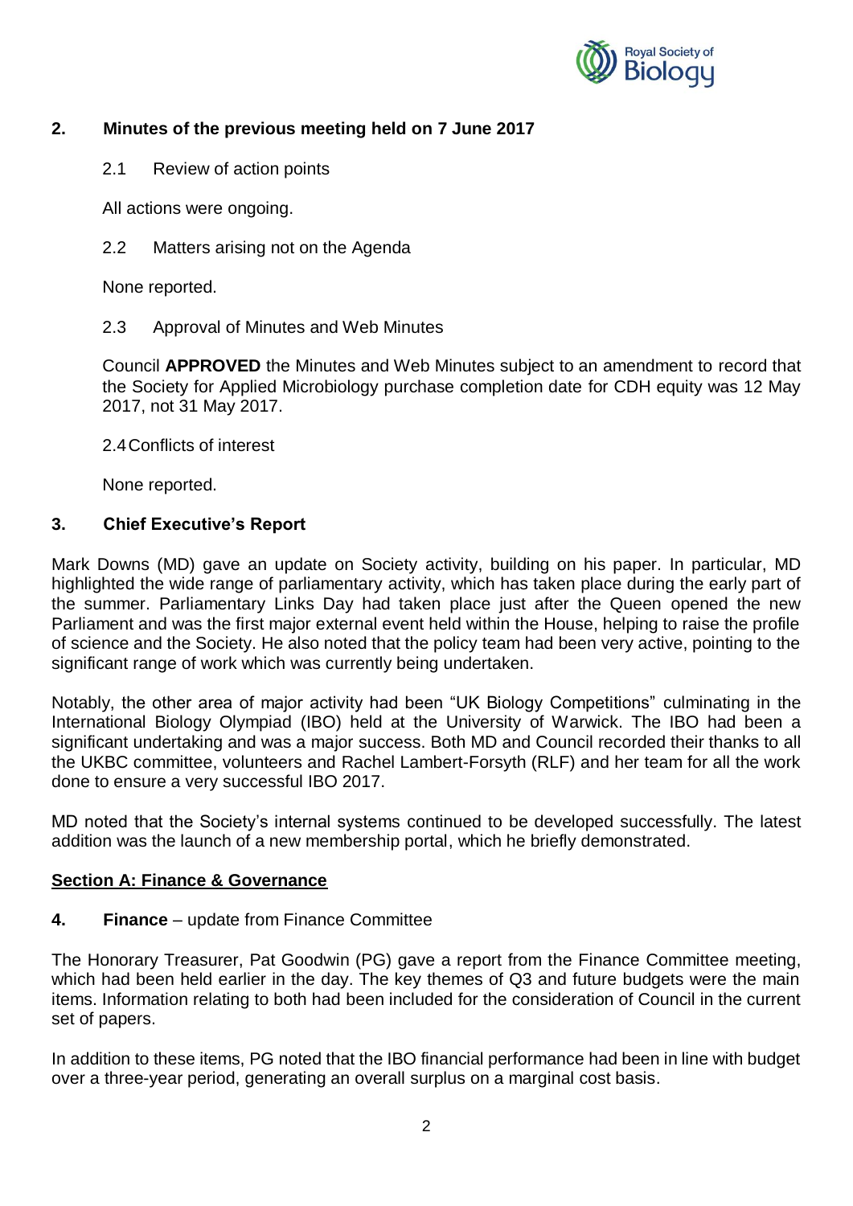## 2. Minutes of the previous meeting held on 7 June 2017

2.1 Review of action points

All actions were ongoing.

2.2 Matters arising not on the Agenda

None reported.

2.3 Approval of Minutes and Web Minutes

Council **APPROVED** the Minutes and Web Minutes subject to an amendment to record that the Society for Applied Microbiology purchase completion date for CDH equity was 12 May 2017, not 31 May 2017.

2.4 Conflicts of interest

None reported.

## 3. Chief Executive's Report

Mark Downs (MD) gave an update on Society activity, building on his paper. In particular, MD highlighted the wide range of parliamentary activity, which has taken place during the early part of the summer. Parliamentary Links Day had taken place just after the Queen opened the new Parliament and was the first major external event held within the House, helping to raise the profile of science and the Society. He also noted that the policy team had been very active, pointing to the significant range of work which was currently being undertaken.

Notably, the other area of major activity had been "UK Biology Competitions" culminating in the International Biology Olympiad (IBO) held at the University of Warwick. The IBO had been a significant undertaking and was a major success. Both MD and Council recorded their thanks to all the UKBC committee, volunteers and Rachel Lambert-Forsyth (RLF) and her team for all the work done to ensure a very successful IBO 2017.

MD noted that the Society's internal systems continued to be developed successfully. The latest addition was the launch of a new membership portal, which he briefly demonstrated.

**Section A: Finance & Governance**

## 4. **Finance** – update from Finance Committee

The Honorary Treasurer, Pat Goodwin (PG) gave a report from the Finance Committee meeting, which had been held earlier in the day. The key themes of Q3 and future budgets were the main items. Information relating to both had been included for the consideration of Council in the current set of papers.

In addition to these items, PG noted that the IBO financial performance had been in line with budget over a three-year period, generating an overall surplus on a marginal cost basis.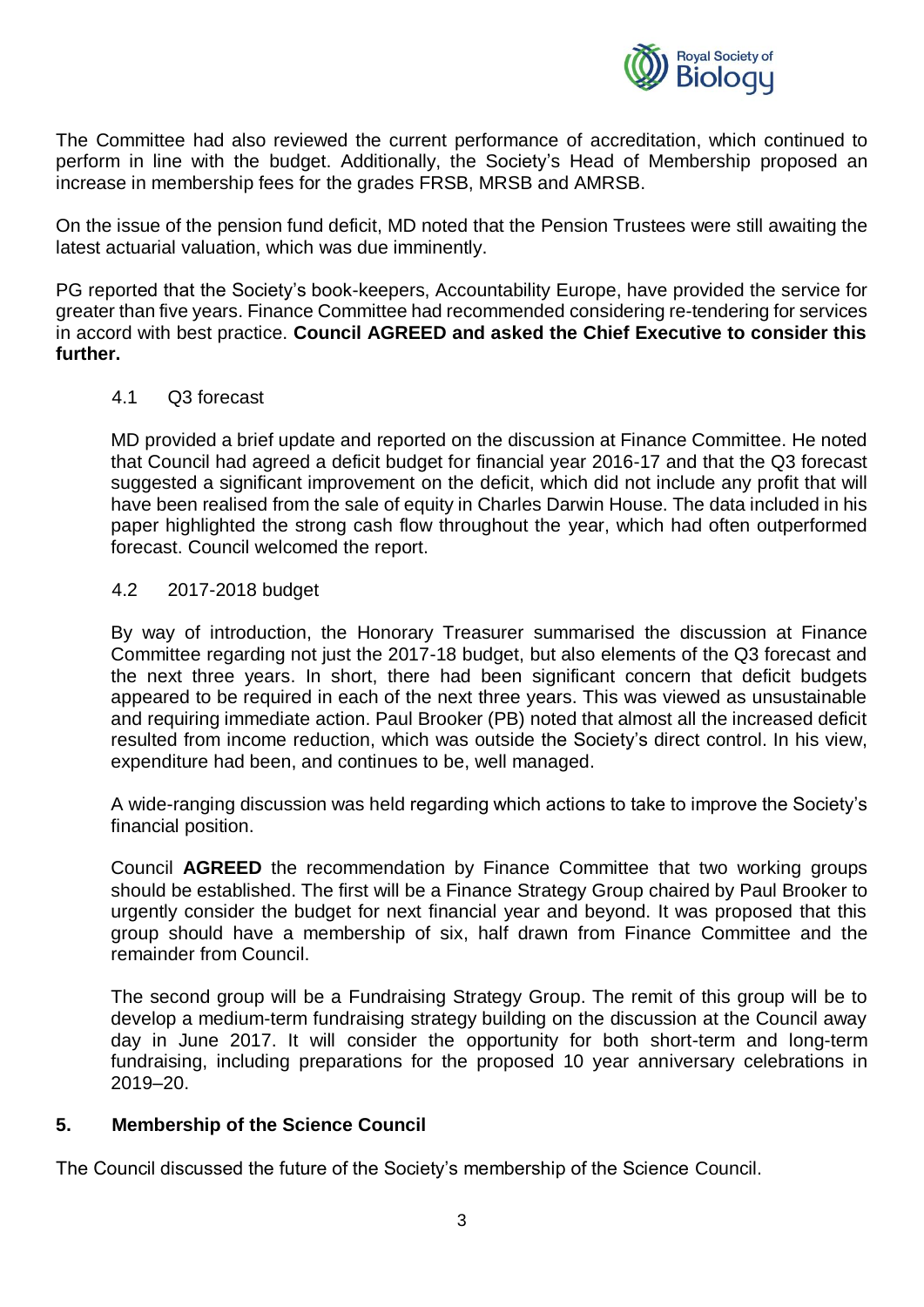The Committee had also reviewed the current performance of accreditation, which continued to perform in line with the budget. Additionally, the Society's Head of Membership proposed an increase in membership fees for the grades FRSB, MRSB and AMRSB.

On the issue of the pension fund deficit, MD noted that the Pension Trustees were still awaiting the latest actuarial valuation, which was due imminently.

PG reported that the Society's book-keepers, Accountability Europe, have provided the service for greater than five years. Finance Committee had recommended considering re-tendering for services in accord with best practice. **Council AGREED and asked the Chief Executive to consider this further.**

### 4.1 Q3 forecast

MD provided a brief update and reported on the discussion at Finance Committee. He noted that Council had agreed a deficit budget for financial year 2016-17 and that the Q3 forecast suggested a significant improvement on the deficit, which did not include any profit that will have been realised from the sale of equity in Charles Darwin House. The data included in his paper highlighted the strong cash flow throughout the year, which had often outperformed forecast. Council welcomed the report.

### 4.2 2017-2018 budget

By way of introduction, the Honorary Treasurer summarised the discussion at Finance Committee regarding not just the 2017-18 budget, but also elements of the Q3 forecast and the next three years. In short, there had been significant concern that deficit budgets appeared to be required in each of the next three years. This was viewed as unsustainable and requiring immediate action. Paul Brooker (PB) noted that almost all the increased deficit resulted from income reduction, which was outside the Society's direct control. In his view, expenditure had been, and continues to be, well managed.

A wide-ranging discussion was held regarding which actions to take to improve the Society's financial position.

Council **AGREED** the recommendation by Finance Committee that two working groups should be established. The first will be a Finance Strategy Group chaired by Paul Brooker to urgently consider the budget for next financial year and beyond. It was proposed that this group should have a membership of six, half drawn from Finance Committee and the remainder from Council.

The second group will be a Fundraising Strategy Group. The remit of this group will be to develop a medium-term fundraising strategy building on the discussion at the Council away day in June 2017. It will consider the opportunity for both short-term and long-term fundraising, including preparations for the proposed 10 year anniversary celebrations in 2019–20.

## 5. Membership of the Science Council

The Council discussed the future of the Society's membership of the Science Council.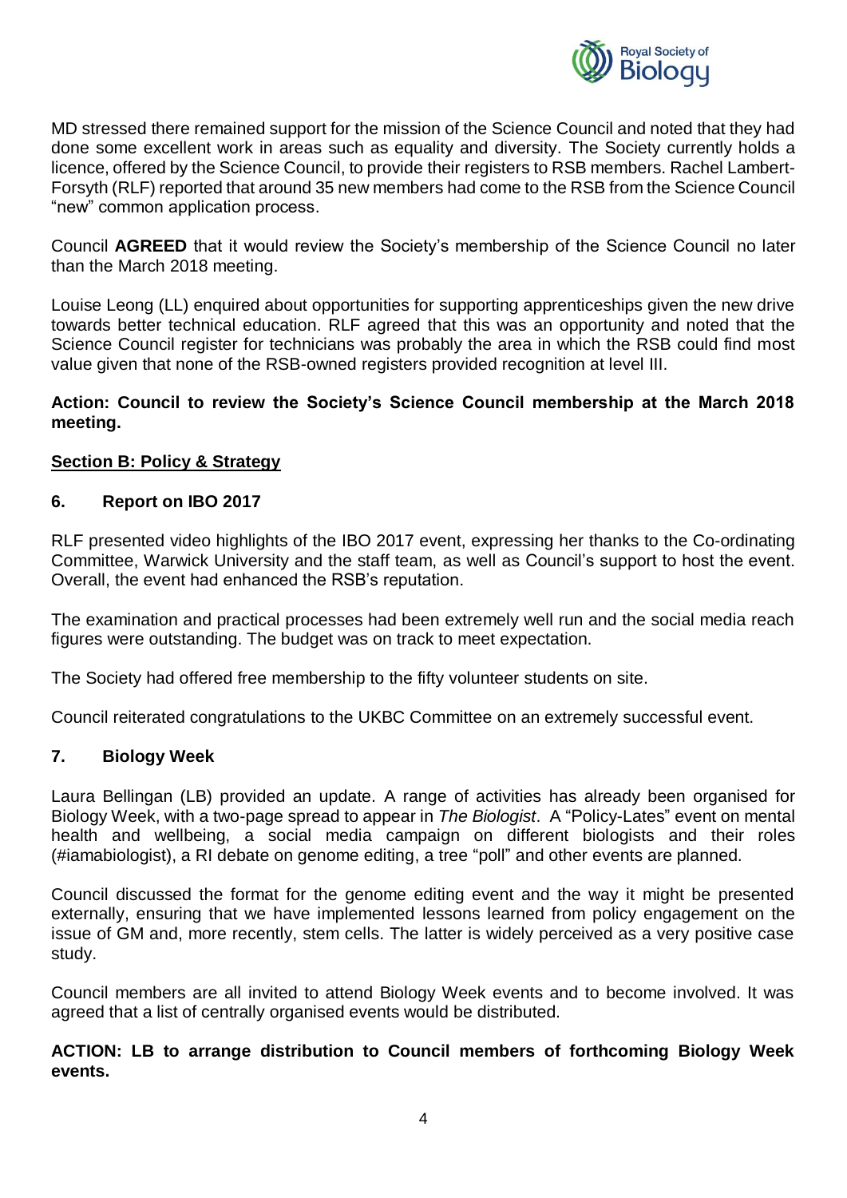MD stressed there remained support for the mission of the Science Council and noted that they had done some excellent work in areas such as equality and diversity. The Society currently holds a licence, offered by the Science Council, to provide their registers to RSB members. Rachel Lambert-Forsyth (RLF) reported that around 35 new members had come to the RSB from the Science Council "new" common application process.

Council **AGREED** that it would review the Society's membership of the Science Council no later than the March 2018 meeting.

Louise Leong (LL) enquired about opportunities for supporting apprenticeships given the new drive towards better technical education. RLF agreed that this was an opportunity and noted that the Science Council register for technicians was probably the area in which the RSB could find most value given that none of the RSB-owned registers provided recognition at level III.

**Action: Council to review the Society's Science Council membership at the March 2018 meeting.**

## Section B: Policy & Strategy

### 6. Report on IBO 2017

RLF presented video highlights of the IBO 2017 event, expressing her thanks to the Co-ordinating Committee, Warwick University and the staff team, as well as Council's support to host the event. Overall, the event had enhanced the RSB's reputation.

The examination and practical processes had been extremely well run and the social media reach figures were outstanding. The budget was on track to meet expectation.

The Society had offered free membership to the fifty volunteer students on site.

Council reiterated congratulations to the UKBC Committee on an extremely successful event.

### 7. Biology Week

Laura Bellingan (LB) provided an update. A range of activities has already been organised for Biology Week, with a two-page spread to appear in *The Biologist*. A "Policy-Lates" event on mental health and wellbeing, a social media campaign on different biologists and their roles (#iamabiologist), a RI debate on genome editing, a tree "poll" and other events are planned.

Council discussed the format for the genome editing event and the way it might be presented externally, ensuring that we have implemented lessons learned from policy engagement on the issue of GM and, more recently, stem cells. The latter is widely perceived as a very positive case study.

Council members are all invited to attend Biology Week events and to become involved. It was agreed that a list of centrally organised events would be distributed.

**ACTION: LB to arrange distribution to Council members of forthcoming Biology Week events.**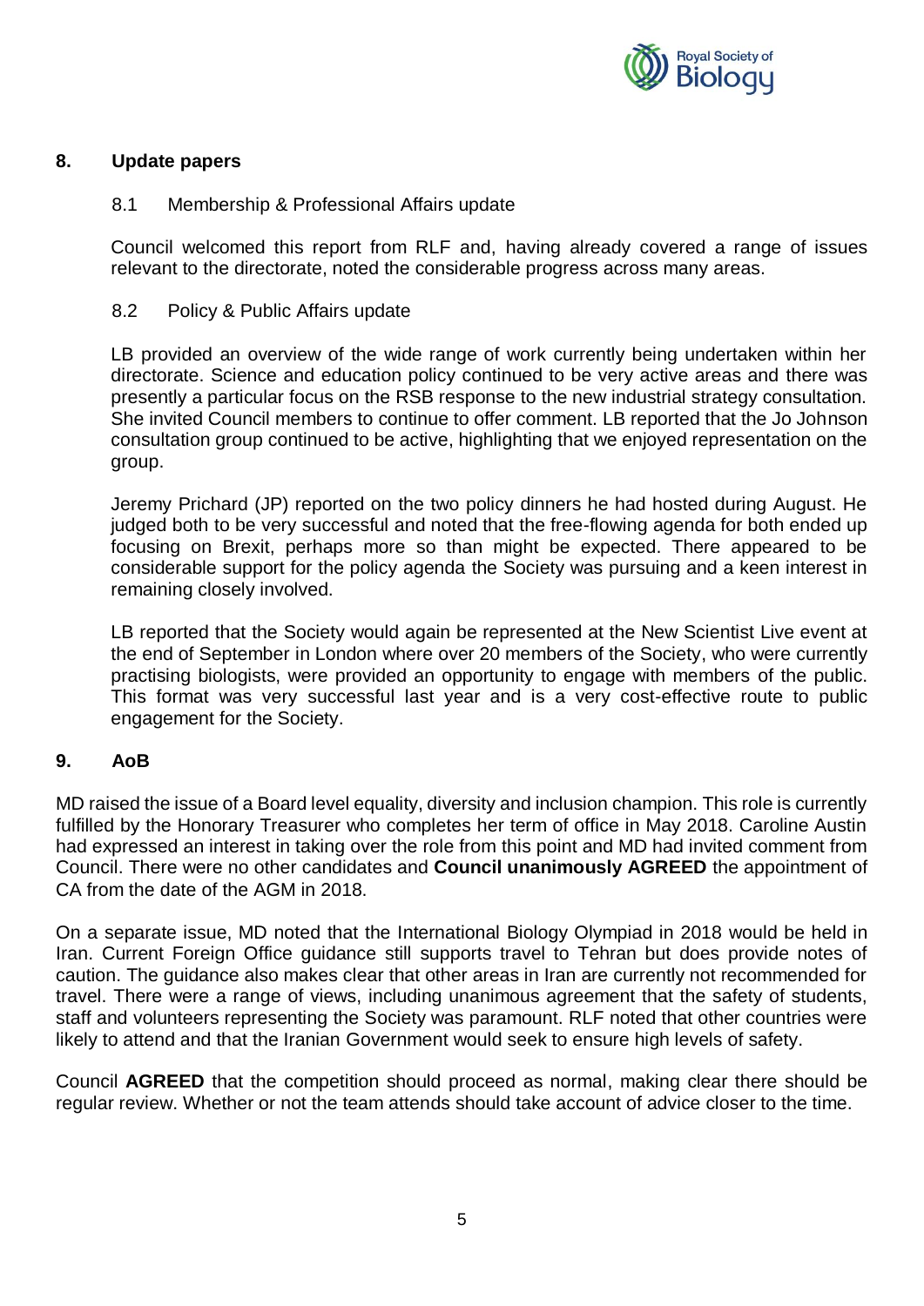## 8. Update papers

### 8.1 Membership & Professional Affairs update

Council welcomed this report from RLF and, having already covered a range of issues relevant to the directorate, noted the considerable progress across many areas.

### 8.2 Policy & Public Affairs update

LB provided an overview of the wide range of work currently being undertaken within her directorate. Science and education policy continued to be very active areas and there was presently a particular focus on the RSB response to the new industrial strategy consultation. She invited Council members to continue to offer comment. LB reported that the Jo Johnson consultation group continued to be active, highlighting that we enjoyed representation on the group.

Jeremy Prichard (JP) reported on the two policy dinners he had hosted during August. He judged both to be very successful and noted that the free-flowing agenda for both ended up focusing on Brexit, perhaps more so than might be expected. There appeared to be considerable support for the policy agenda the Society was pursuing and a keen interest in remaining closely involved.

LB reported that the Society would again be represented at the New Scientist Live event at the end of September in London where over 20 members of the Society, who were currently practising biologists, were provided an opportunity to engage with members of the public. This format was very successful last year and is a very cost-effective route to public engagement for the Society.

## 9. AoB

MD raised the issue of a Board level equality, diversity and inclusion champion. This role is currently fulfilled by the Honorary Treasurer who completes her term of office in May 2018. Caroline Austin had expressed an interest in taking over the role from this point and MD had invited comment from Council. There were no other candidates and **Council unanimously AGREED** the appointment of CA from the date of the AGM in 2018.

On a separate issue, MD noted that the International Biology Olympiad in 2018 would be held in Iran. Current Foreign Office guidance still supports travel to Tehran but does provide notes of caution. The guidance also makes clear that other areas in Iran are currently not recommended for travel. There were a range of views, including unanimous agreement that the safety of students, staff and volunteers representing the Society was paramount. RLF noted that other countries were likely to attend and that the Iranian Government would seek to ensure high levels of safety.

Council **AGREED** that the competition should proceed as normal, making clear there should be regular review. Whether or not the team attends should take account of advice closer to the time.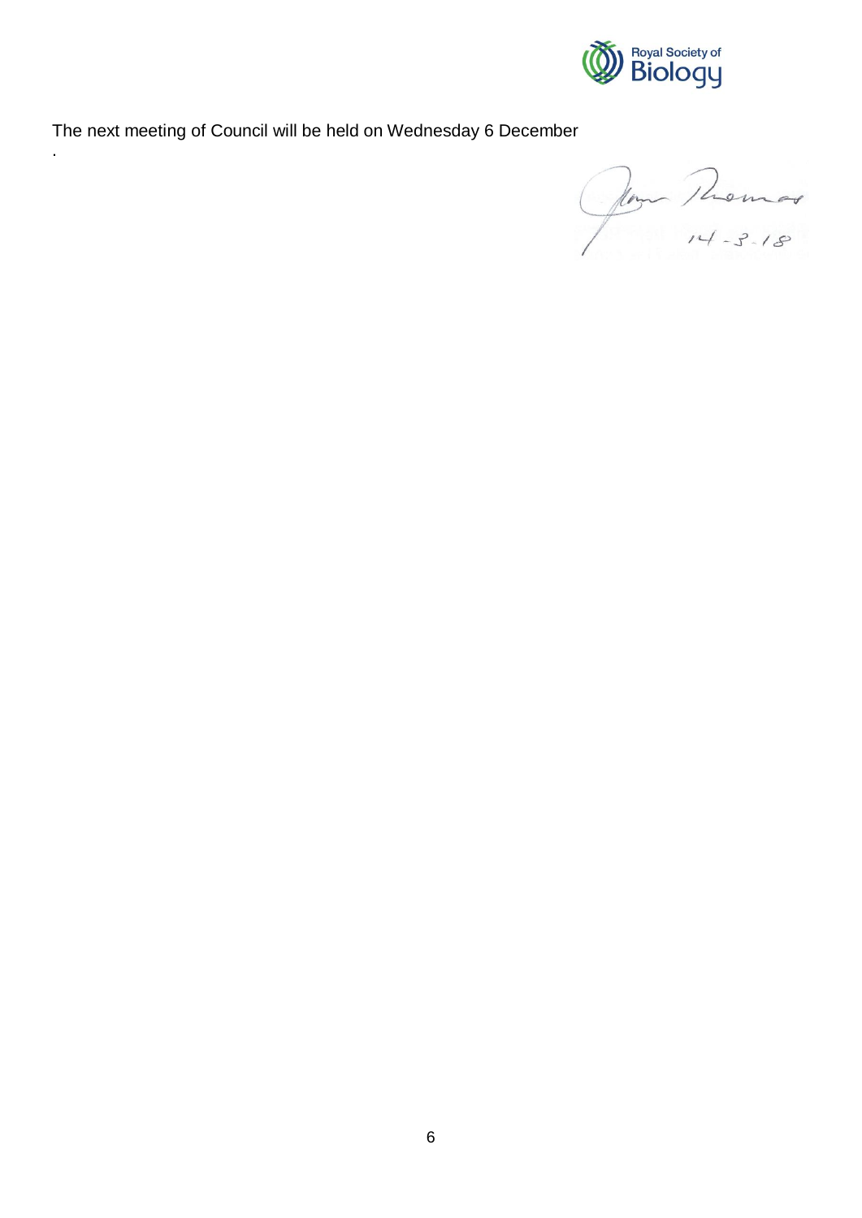The next meeting of Council will be held on Wednesday 6 December

.

14-3-18